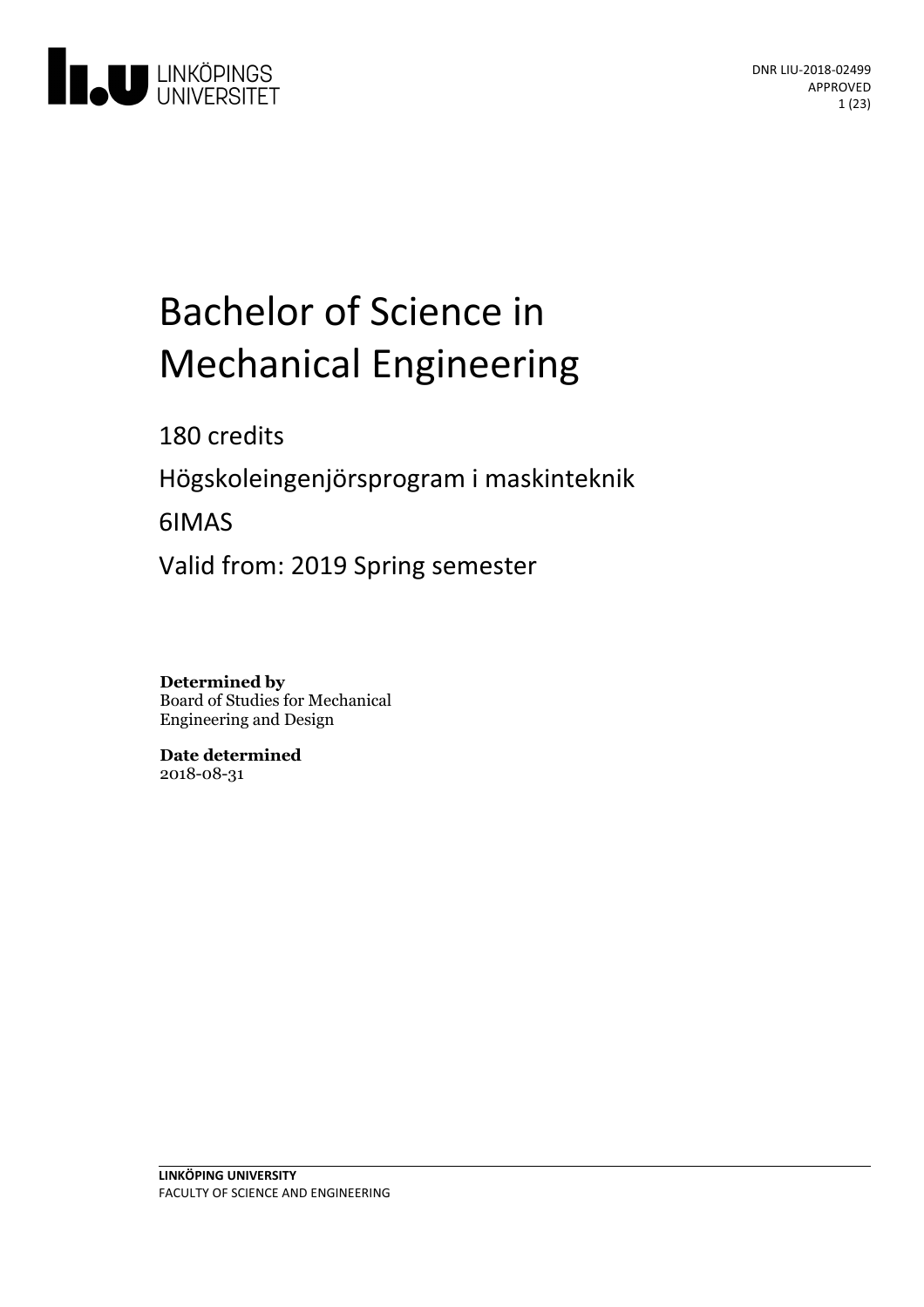DNR LIU-2018-02499
APPROVED

# Bachelor of Science in Mechanical Engineering

180 credits

Högskoleingenjörsprogram i maskinteknik

6IMAS

Valid from: 2019 Spring semester

**Determined by**
Board of Studies for Mechanical Engineering and Design

**Date determined**
2018-08-31

**LINKÖPING UNIVERSITY**
FACULTY OF SCIENCE AND ENGINEERING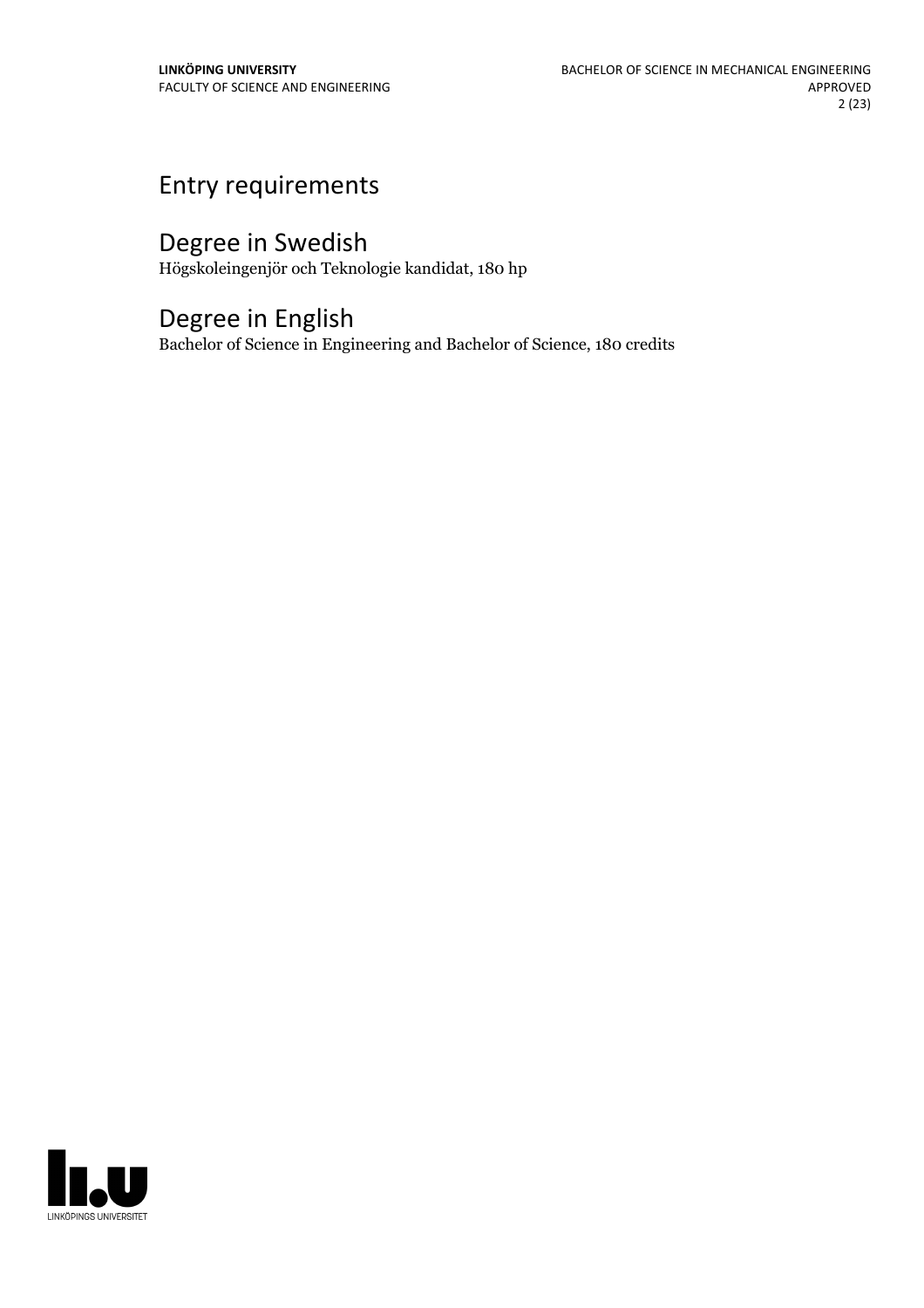## Entry requirements

## Degree in Swedish

Högskoleingenjör och Teknologie kandidat, 180 hp

## Degree in English

Bachelor of Science in Engineering and Bachelor of Science, 180 credits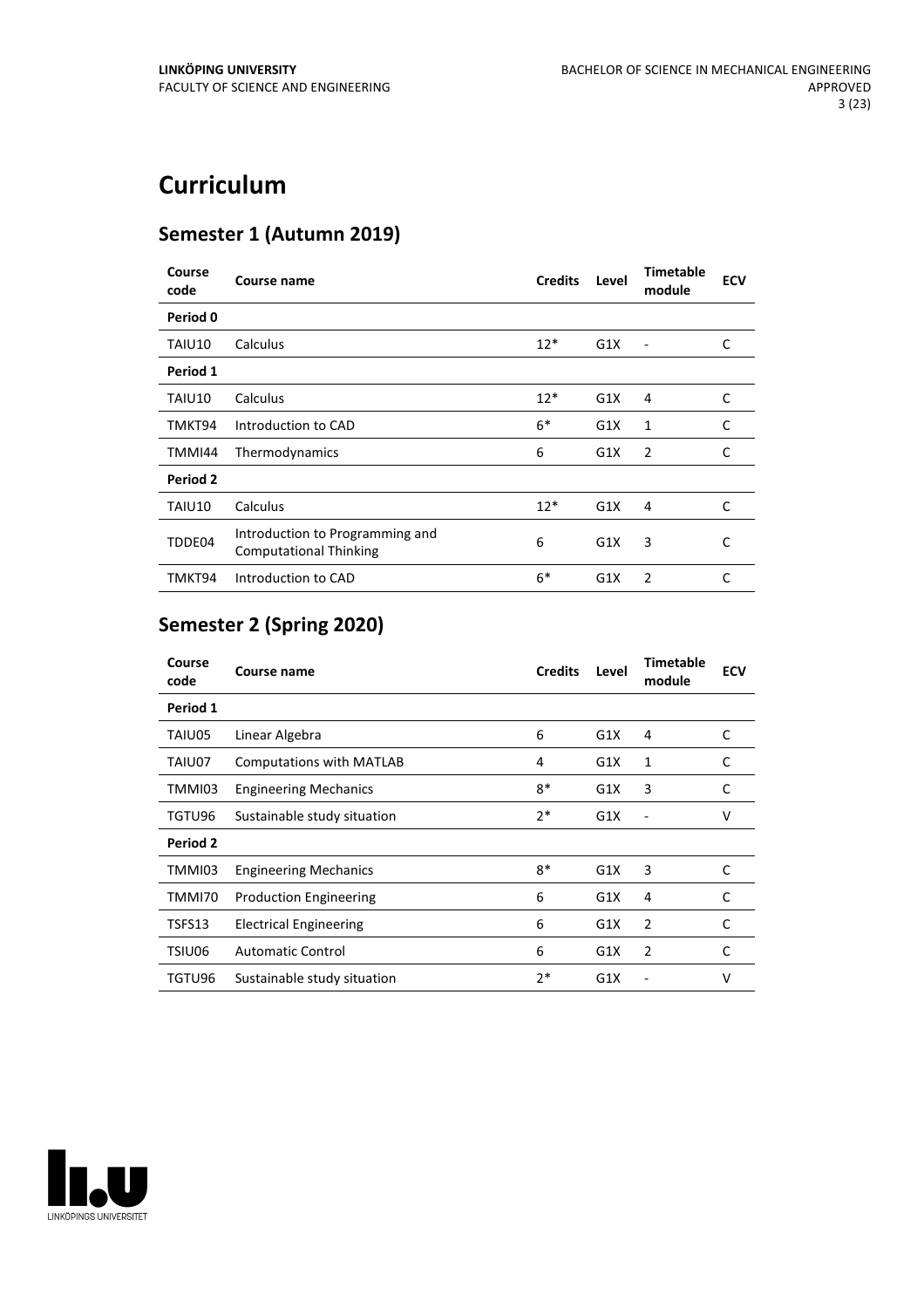# Curriculum

## Semester 1 (Autumn 2019)

| Course code | Course name | Credits | Level | Timetable module | ECV |
|---|---|---|---|---|---|
| **Period 0** | | | | | |
| TAIU10 | Calculus | 12* | G1X | - | C |
| **Period 1** | | | | | |
| TAIU10 | Calculus | 12* | G1X | 4 | C |
| TMKT94 | Introduction to CAD | 6* | G1X | 1 | C |
| TMMI44 | Thermodynamics | 6 | G1X | 2 | C |
| **Period 2** | | | | | |
| TAIU10 | Calculus | 12* | G1X | 4 | C |
| TDDE04 | Introduction to Programming and Computational Thinking | 6 | G1X | 3 | C |
| TMKT94 | Introduction to CAD | 6* | G1X | 2 | C |

## Semester 2 (Spring 2020)

| Course code | Course name | Credits | Level | Timetable module | ECV |
|---|---|---|---|---|---|
| **Period 1** | | | | | |
| TAIU05 | Linear Algebra | 6 | G1X | 4 | C |
| TAIU07 | Computations with MATLAB | 4 | G1X | 1 | C |
| TMMI03 | Engineering Mechanics | 8* | G1X | 3 | C |
| TGTU96 | Sustainable study situation | 2* | G1X | - | V |
| **Period 2** | | | | | |
| TMMI03 | Engineering Mechanics | 8* | G1X | 3 | C |
| TMMI70 | Production Engineering | 6 | G1X | 4 | C |
| TSFS13 | Electrical Engineering | 6 | G1X | 2 | C |
| TSIU06 | Automatic Control | 6 | G1X | 2 | C |
| TGTU96 | Sustainable study situation | 2* | G1X | - | V |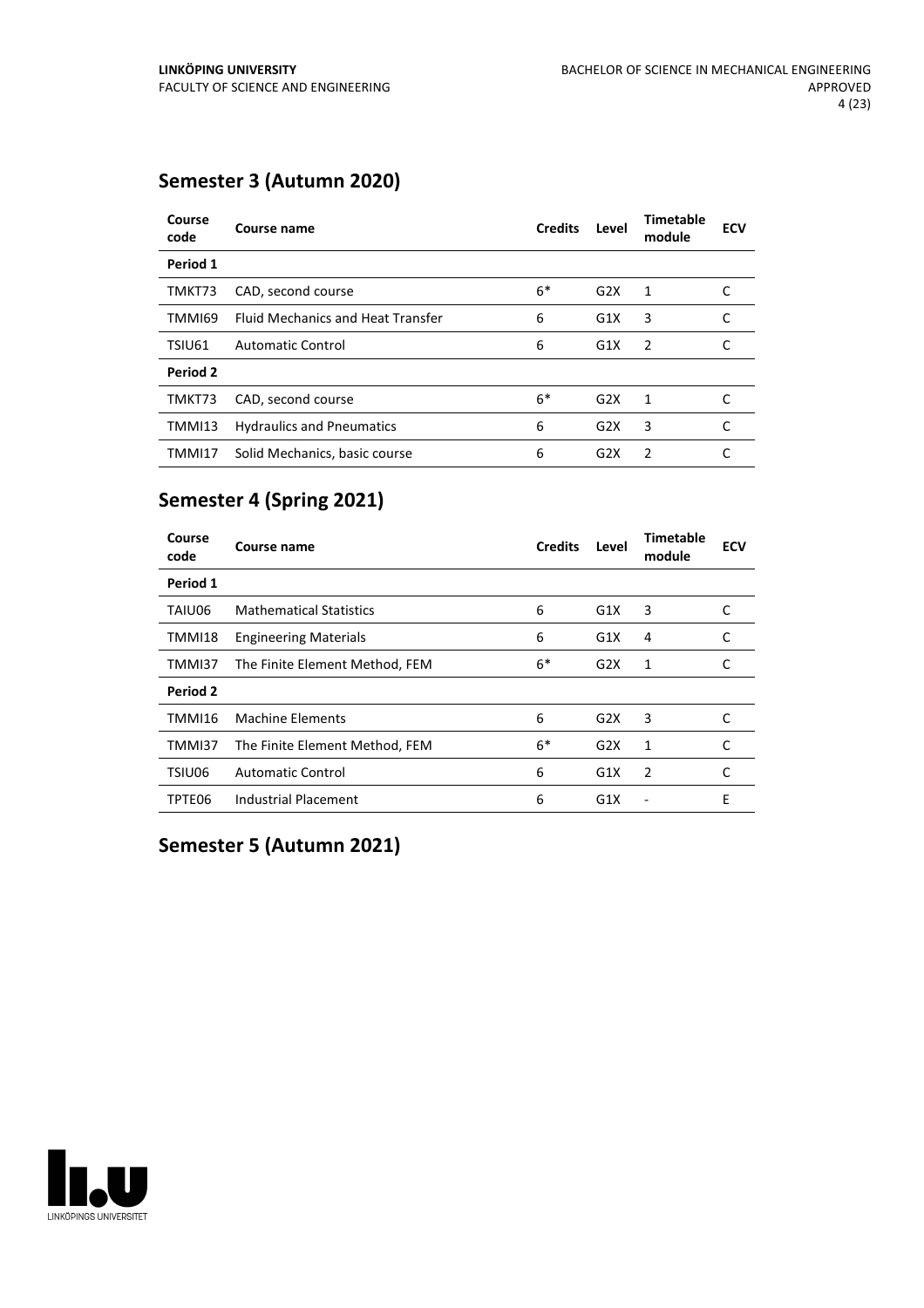## Semester 3 (Autumn 2020)

| Course code | Course name | Credits | Level | Timetable module | ECV |
|---|---|---|---|---|---|
| **Period 1** | | | | | |
| TMKT73 | CAD, second course | 6* | G2X | 1 | C |
| TMMI69 | Fluid Mechanics and Heat Transfer | 6 | G1X | 3 | C |
| TSIU61 | Automatic Control | 6 | G1X | 2 | C |
| **Period 2** | | | | | |
| TMKT73 | CAD, second course | 6* | G2X | 1 | C |
| TMMI13 | Hydraulics and Pneumatics | 6 | G2X | 3 | C |
| TMMI17 | Solid Mechanics, basic course | 6 | G2X | 2 | C |

## Semester 4 (Spring 2021)

| Course code | Course name | Credits | Level | Timetable module | ECV |
|---|---|---|---|---|---|
| **Period 1** | | | | | |
| TAIU06 | Mathematical Statistics | 6 | G1X | 3 | C |
| TMMI18 | Engineering Materials | 6 | G1X | 4 | C |
| TMMI37 | The Finite Element Method, FEM | 6* | G2X | 1 | C |
| **Period 2** | | | | | |
| TMMI16 | Machine Elements | 6 | G2X | 3 | C |
| TMMI37 | The Finite Element Method, FEM | 6* | G2X | 1 | C |
| TSIU06 | Automatic Control | 6 | G1X | 2 | C |
| TPTE06 | Industrial Placement | 6 | G1X | - | E |

## Semester 5 (Autumn 2021)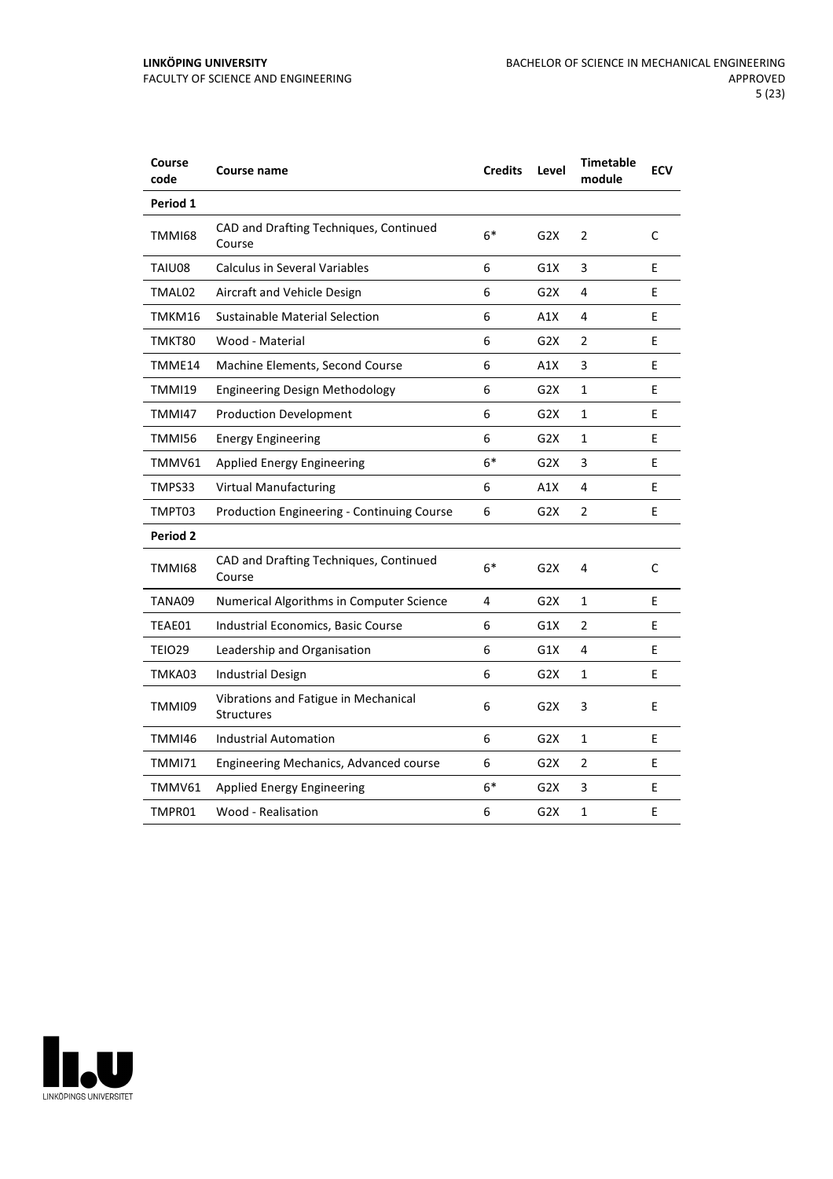| Course code | Course name | Credits | Level | Timetable module | ECV |
|---|---|---|---|---|---|
| **Period 1** | | | | | |
| TMMI68 | CAD and Drafting Techniques, Continued Course | 6* | G2X | 2 | C |
| TAIU08 | Calculus in Several Variables | 6 | G1X | 3 | E |
| TMAL02 | Aircraft and Vehicle Design | 6 | G2X | 4 | E |
| TMKM16 | Sustainable Material Selection | 6 | A1X | 4 | E |
| TMKT80 | Wood - Material | 6 | G2X | 2 | E |
| TMME14 | Machine Elements, Second Course | 6 | A1X | 3 | E |
| TMMI19 | Engineering Design Methodology | 6 | G2X | 1 | E |
| TMMI47 | Production Development | 6 | G2X | 1 | E |
| TMMI56 | Energy Engineering | 6 | G2X | 1 | E |
| TMMV61 | Applied Energy Engineering | 6* | G2X | 3 | E |
| TMPS33 | Virtual Manufacturing | 6 | A1X | 4 | E |
| TMPT03 | Production Engineering - Continuing Course | 6 | G2X | 2 | E |
| **Period 2** | | | | | |
| TMMI68 | CAD and Drafting Techniques, Continued Course | 6* | G2X | 4 | C |
| TANA09 | Numerical Algorithms in Computer Science | 4 | G2X | 1 | E |
| TEAE01 | Industrial Economics, Basic Course | 6 | G1X | 2 | E |
| TEIO29 | Leadership and Organisation | 6 | G1X | 4 | E |
| TMKA03 | Industrial Design | 6 | G2X | 1 | E |
| TMMI09 | Vibrations and Fatigue in Mechanical Structures | 6 | G2X | 3 | E |
| TMMI46 | Industrial Automation | 6 | G2X | 1 | E |
| TMMI71 | Engineering Mechanics, Advanced course | 6 | G2X | 2 | E |
| TMMV61 | Applied Energy Engineering | 6* | G2X | 3 | E |
| TMPR01 | Wood - Realisation | 6 | G2X | 1 | E |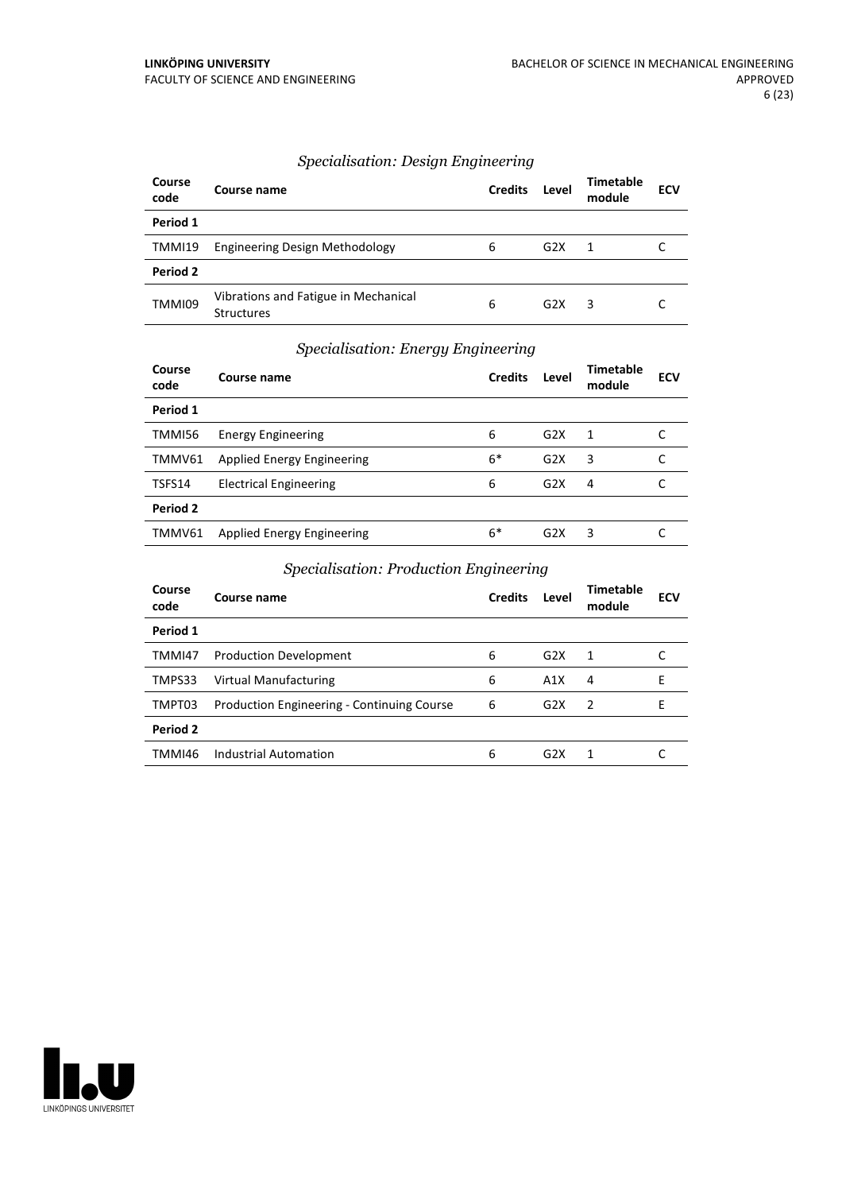### *Specialisation: Design Engineering*

| Course code | Course name | Credits | Level | Timetable module | ECV |
|---|---|---|---|---|---|
| **Period 1** | | | | | |
| TMMI19 | Engineering Design Methodology | 6 | G2X | 1 | C |
| **Period 2** | | | | | |
| TMMI09 | Vibrations and Fatigue in Mechanical Structures | 6 | G2X | 3 | C |

### *Specialisation: Energy Engineering*

| Course code | Course name | Credits | Level | Timetable module | ECV |
|---|---|---|---|---|---|
| **Period 1** | | | | | |
| TMMI56 | Energy Engineering | 6 | G2X | 1 | C |
| TMMV61 | Applied Energy Engineering | 6* | G2X | 3 | C |
| TSFS14 | Electrical Engineering | 6 | G2X | 4 | C |
| **Period 2** | | | | | |
| TMMV61 | Applied Energy Engineering | 6* | G2X | 3 | C |

### *Specialisation: Production Engineering*

| Course code | Course name | Credits | Level | Timetable module | ECV |
|---|---|---|---|---|---|
| **Period 1** | | | | | |
| TMMI47 | Production Development | 6 | G2X | 1 | C |
| TMPS33 | Virtual Manufacturing | 6 | A1X | 4 | E |
| TMPT03 | Production Engineering - Continuing Course | 6 | G2X | 2 | E |
| **Period 2** | | | | | |
| TMMI46 | Industrial Automation | 6 | G2X | 1 | C |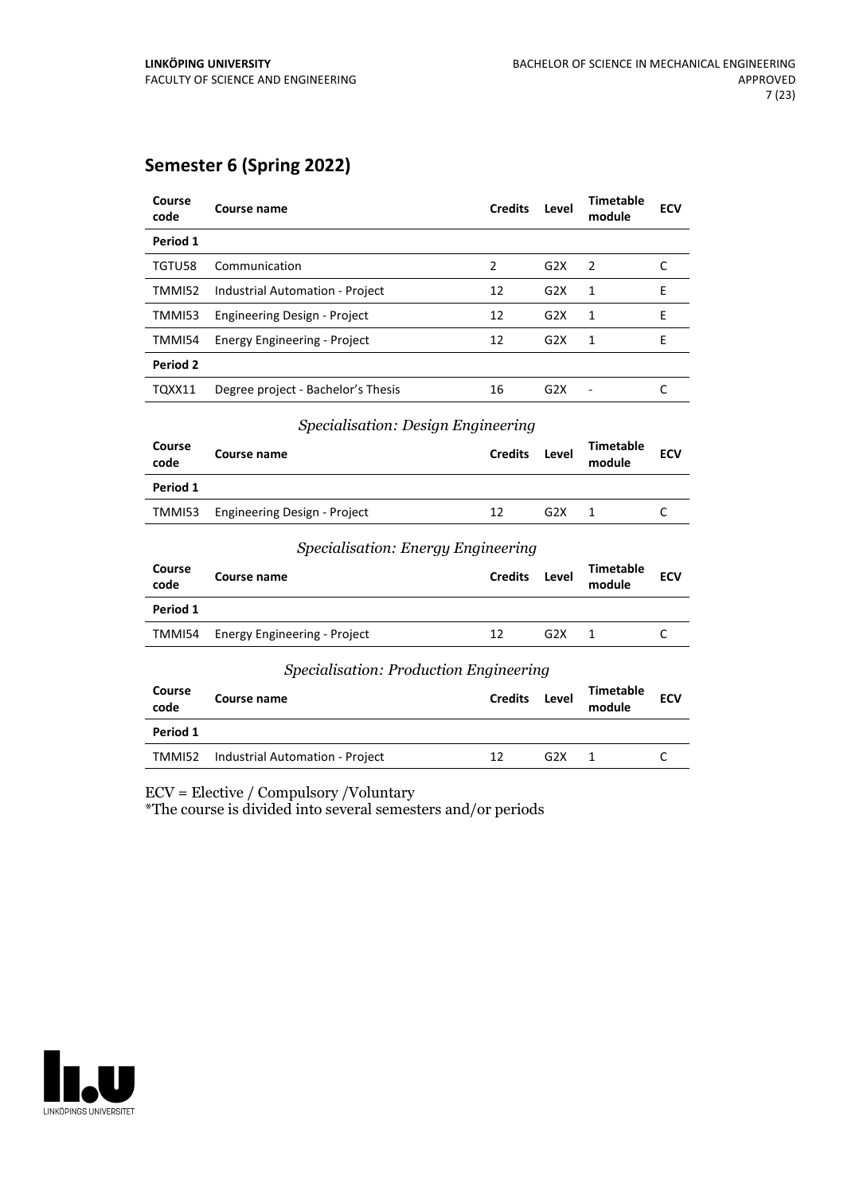## Semester 6 (Spring 2022)

| Course code | Course name | Credits | Level | Timetable module | ECV |
|---|---|---|---|---|---|
| **Period 1** | | | | | |
| TGTU58 | Communication | 2 | G2X | 2 | C |
| TMMI52 | Industrial Automation - Project | 12 | G2X | 1 | E |
| TMMI53 | Engineering Design - Project | 12 | G2X | 1 | E |
| TMMI54 | Energy Engineering - Project | 12 | G2X | 1 | E |
| **Period 2** | | | | | |
| TQXX11 | Degree project - Bachelor's Thesis | 16 | G2X | - | C |

### *Specialisation: Design Engineering*

| Course code | Course name | Credits | Level | Timetable module | ECV |
|---|---|---|---|---|---|
| **Period 1** | | | | | |
| TMMI53 | Engineering Design - Project | 12 | G2X | 1 | C |

### *Specialisation: Energy Engineering*

| Course code | Course name | Credits | Level | Timetable module | ECV |
|---|---|---|---|---|---|
| **Period 1** | | | | | |
| TMMI54 | Energy Engineering - Project | 12 | G2X | 1 | C |

### *Specialisation: Production Engineering*

| Course code | Course name | Credits | Level | Timetable module | ECV |
|---|---|---|---|---|---|
| **Period 1** | | | | | |
| TMMI52 | Industrial Automation - Project | 12 | G2X | 1 | C |

ECV = Elective / Compulsory /Voluntary
*The course is divided into several semesters and/or periods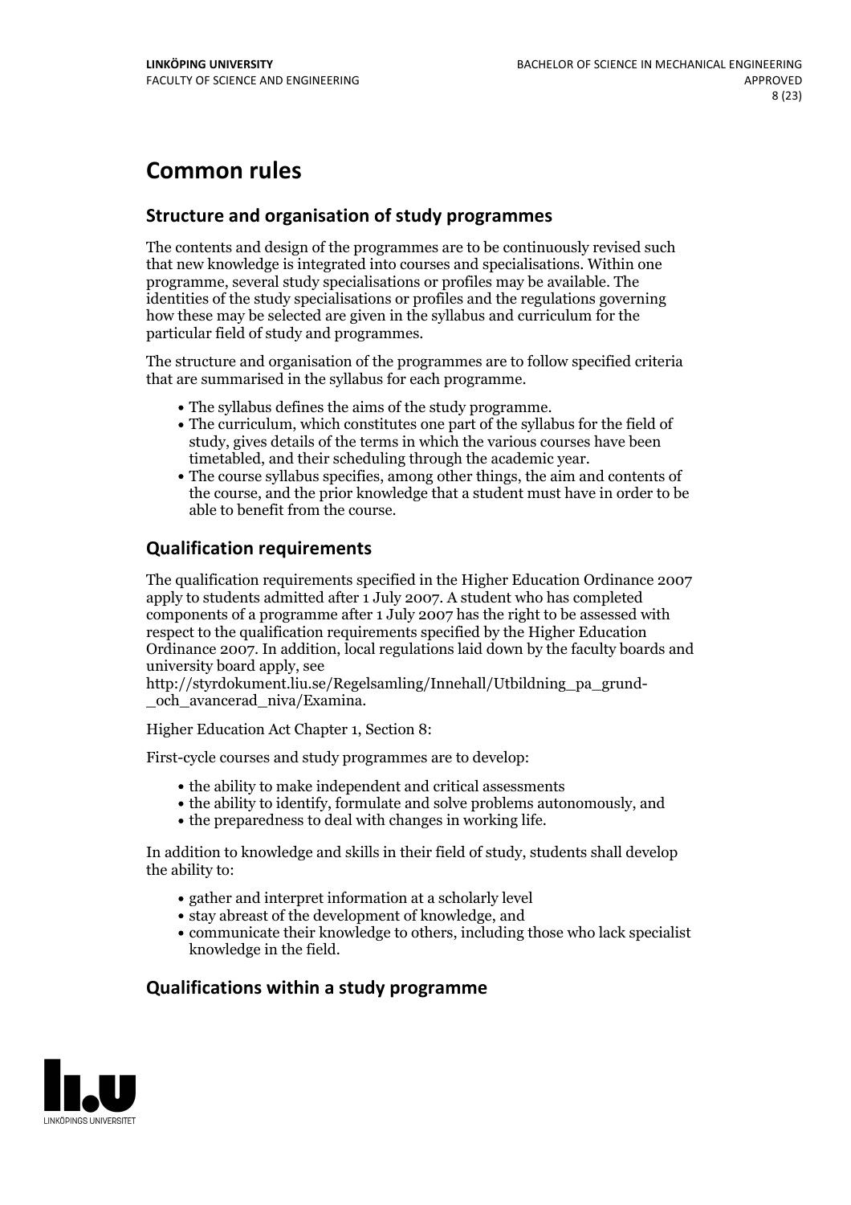# Common rules

## Structure and organisation of study programmes

The contents and design of the programmes are to be continuously revised such that new knowledge is integrated into courses and specialisations. Within one programme, several study specialisations or profiles may be available. The identities of the study specialisations or profiles and the regulations governing how these may be selected are given in the syllabus and curriculum for the particular field of study and programmes.

The structure and organisation of the programmes are to follow specified criteria that are summarised in the syllabus for each programme.

- The syllabus defines the aims of the study programme.
- The curriculum, which constitutes one part of the syllabus for the field of study, gives details of the terms in which the various courses have been timetabled, and their scheduling through the academic year.
- The course syllabus specifies, among other things, the aim and contents of the course, and the prior knowledge that a student must have in order to be able to benefit from the course.

## Qualification requirements

The qualification requirements specified in the Higher Education Ordinance 2007 apply to students admitted after 1 July 2007. A student who has completed components of a programme after 1 July 2007 has the right to be assessed with respect to the qualification requirements specified by the Higher Education Ordinance 2007. In addition, local regulations laid down by the faculty boards and university board apply, see http://styrdokument.liu.se/Regelsamling/Innehall/Utbildning_pa_grund-_och_avancerad_niva/Examina.

Higher Education Act Chapter 1, Section 8:

First-cycle courses and study programmes are to develop:

- the ability to make independent and critical assessments
- the ability to identify, formulate and solve problems autonomously, and
- the preparedness to deal with changes in working life.

In addition to knowledge and skills in their field of study, students shall develop the ability to:

- gather and interpret information at a scholarly level
- stay abreast of the development of knowledge, and
- communicate their knowledge to others, including those who lack specialist knowledge in the field.

## Qualifications within a study programme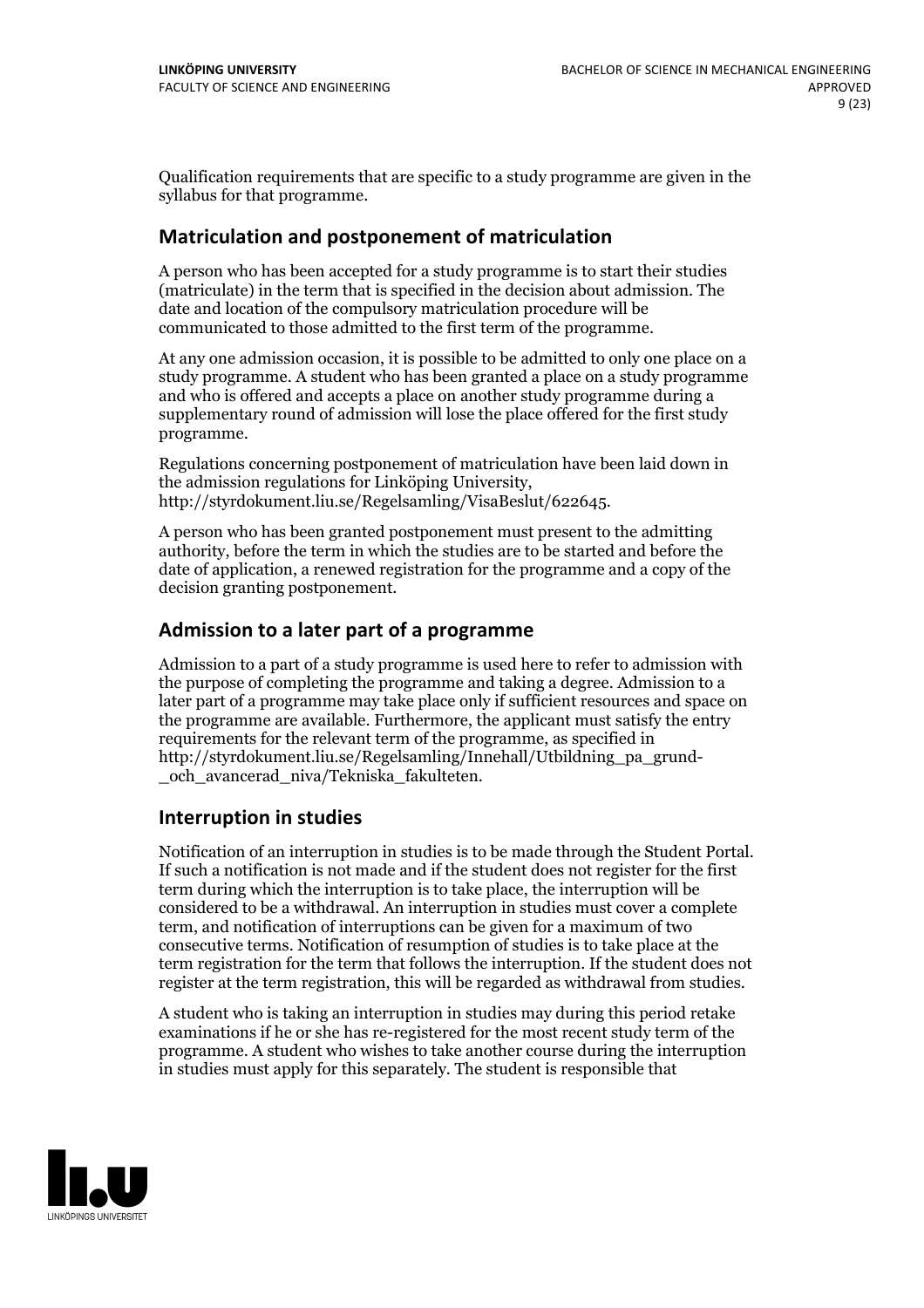Qualification requirements that are specific to a study programme are given in the syllabus for that programme.

## Matriculation and postponement of matriculation

A person who has been accepted for a study programme is to start their studies (matriculate) in the term that is specified in the decision about admission. The date and location of the compulsory matriculation procedure will be communicated to those admitted to the first term of the programme.

At any one admission occasion, it is possible to be admitted to only one place on a study programme. A student who has been granted a place on a study programme and who is offered and accepts a place on another study programme during a supplementary round of admission will lose the place offered for the first study programme.

Regulations concerning postponement of matriculation have been laid down in the admission regulations for Linköping University, http://styrdokument.liu.se/Regelsamling/VisaBeslut/622645.

A person who has been granted postponement must present to the admitting authority, before the term in which the studies are to be started and before the date of application, a renewed registration for the programme and a copy of the decision granting postponement.

## Admission to a later part of a programme

Admission to a part of a study programme is used here to refer to admission with the purpose of completing the programme and taking a degree. Admission to a later part of a programme may take place only if sufficient resources and space on the programme are available. Furthermore, the applicant must satisfy the entry requirements for the relevant term of the programme, as specified in http://styrdokument.liu.se/Regelsamling/Innehall/Utbildning_pa_grund-_och_avancerad_niva/Tekniska_fakulteten.

## Interruption in studies

Notification of an interruption in studies is to be made through the Student Portal. If such a notification is not made and if the student does not register for the first term during which the interruption is to take place, the interruption will be considered to be a withdrawal. An interruption in studies must cover a complete term, and notification of interruptions can be given for a maximum of two consecutive terms. Notification of resumption of studies is to take place at the term registration for the term that follows the interruption. If the student does not register at the term registration, this will be regarded as withdrawal from studies.

A student who is taking an interruption in studies may during this period retake examinations if he or she has re-registered for the most recent study term of the programme. A student who wishes to take another course during the interruption in studies must apply for this separately. The student is responsible that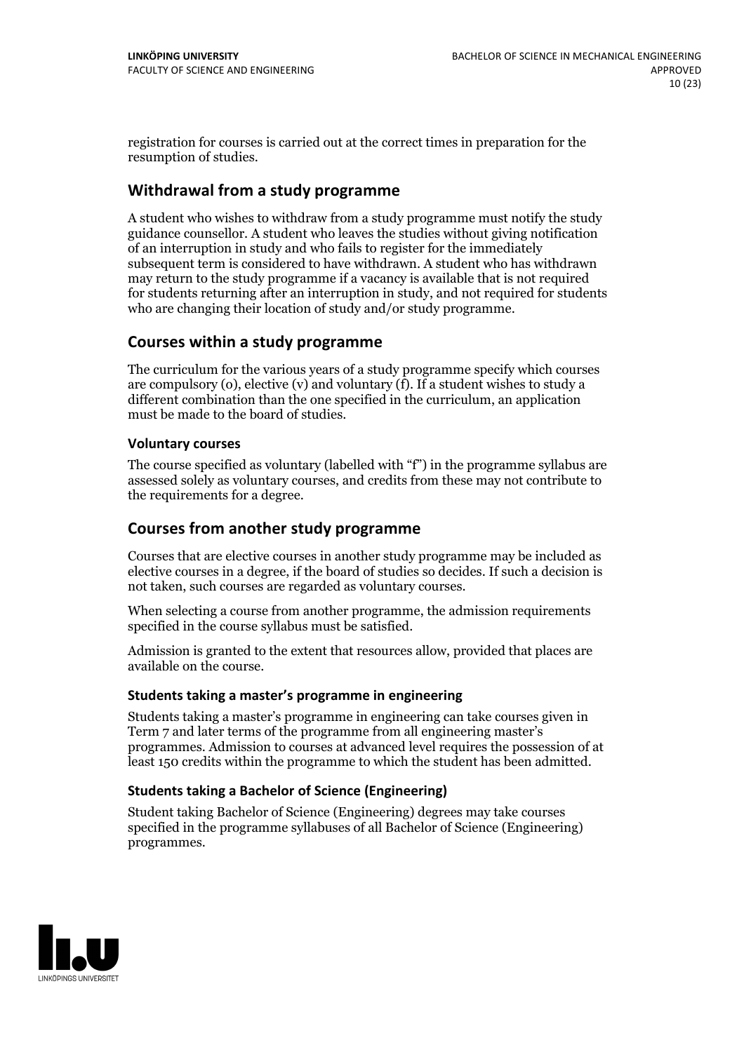registration for courses is carried out at the correct times in preparation for the resumption of studies.

## Withdrawal from a study programme

A student who wishes to withdraw from a study programme must notify the study guidance counsellor. A student who leaves the studies without giving notification of an interruption in study and who fails to register for the immediately subsequent term is considered to have withdrawn. A student who has withdrawn may return to the study programme if a vacancy is available that is not required for students returning after an interruption in study, and not required for students who are changing their location of study and/or study programme.

## Courses within a study programme

The curriculum for the various years of a study programme specify which courses are compulsory (o), elective (v) and voluntary (f). If a student wishes to study a different combination than the one specified in the curriculum, an application must be made to the board of studies.

### Voluntary courses

The course specified as voluntary (labelled with "f") in the programme syllabus are assessed solely as voluntary courses, and credits from these may not contribute to the requirements for a degree.

## Courses from another study programme

Courses that are elective courses in another study programme may be included as elective courses in a degree, if the board of studies so decides. If such a decision is not taken, such courses are regarded as voluntary courses.

When selecting a course from another programme, the admission requirements specified in the course syllabus must be satisfied.

Admission is granted to the extent that resources allow, provided that places are available on the course.

### Students taking a master's programme in engineering

Students taking a master's programme in engineering can take courses given in Term 7 and later terms of the programme from all engineering master's programmes. Admission to courses at advanced level requires the possession of at least 150 credits within the programme to which the student has been admitted.

### Students taking a Bachelor of Science (Engineering)

Student taking Bachelor of Science (Engineering) degrees may take courses specified in the programme syllabuses of all Bachelor of Science (Engineering) programmes.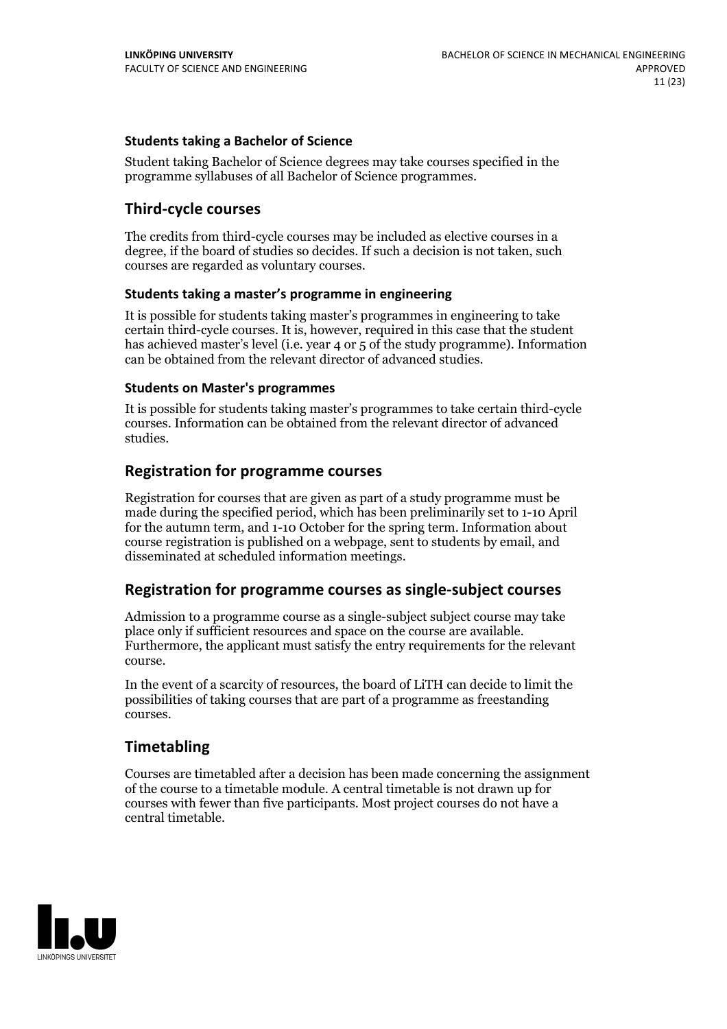### Students taking a Bachelor of Science

Student taking Bachelor of Science degrees may take courses specified in the programme syllabuses of all Bachelor of Science programmes.

## Third-cycle courses

The credits from third-cycle courses may be included as elective courses in a degree, if the board of studies so decides. If such a decision is not taken, such courses are regarded as voluntary courses.

### Students taking a master's programme in engineering

It is possible for students taking master's programmes in engineering to take certain third-cycle courses. It is, however, required in this case that the student has achieved master's level (i.e. year 4 or 5 of the study programme). Information can be obtained from the relevant director of advanced studies.

### Students on Master's programmes

It is possible for students taking master's programmes to take certain third-cycle courses. Information can be obtained from the relevant director of advanced studies.

## Registration for programme courses

Registration for courses that are given as part of a study programme must be made during the specified period, which has been preliminarily set to 1-10 April for the autumn term, and 1-10 October for the spring term. Information about course registration is published on a webpage, sent to students by email, and disseminated at scheduled information meetings.

## Registration for programme courses as single-subject courses

Admission to a programme course as a single-subject subject course may take place only if sufficient resources and space on the course are available. Furthermore, the applicant must satisfy the entry requirements for the relevant course.

In the event of a scarcity of resources, the board of LiTH can decide to limit the possibilities of taking courses that are part of a programme as freestanding courses.

## Timetabling

Courses are timetabled after a decision has been made concerning the assignment of the course to a timetable module. A central timetable is not drawn up for courses with fewer than five participants. Most project courses do not have a central timetable.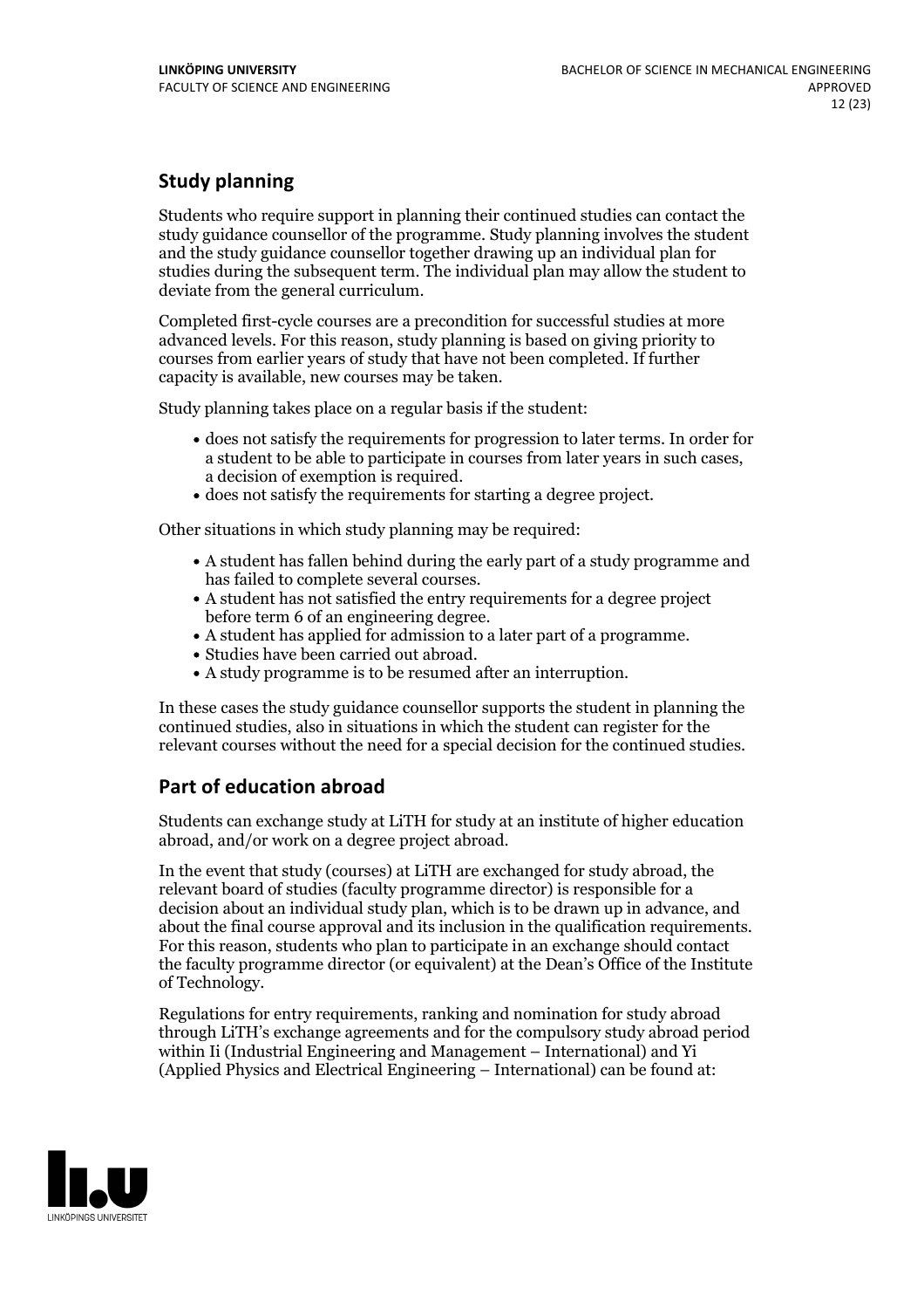## Study planning

Students who require support in planning their continued studies can contact the study guidance counsellor of the programme. Study planning involves the student and the study guidance counsellor together drawing up an individual plan for studies during the subsequent term. The individual plan may allow the student to deviate from the general curriculum.

Completed first-cycle courses are a precondition for successful studies at more advanced levels. For this reason, study planning is based on giving priority to courses from earlier years of study that have not been completed. If further capacity is available, new courses may be taken.

Study planning takes place on a regular basis if the student:

- does not satisfy the requirements for progression to later terms. In order for a student to be able to participate in courses from later years in such cases, a decision of exemption is required.
- does not satisfy the requirements for starting a degree project.

Other situations in which study planning may be required:

- A student has fallen behind during the early part of a study programme and has failed to complete several courses.
- A student has not satisfied the entry requirements for a degree project before term 6 of an engineering degree.
- A student has applied for admission to a later part of a programme.
- Studies have been carried out abroad.
- A study programme is to be resumed after an interruption.

In these cases the study guidance counsellor supports the student in planning the continued studies, also in situations in which the student can register for the relevant courses without the need for a special decision for the continued studies.

## Part of education abroad

Students can exchange study at LiTH for study at an institute of higher education abroad, and/or work on a degree project abroad.

In the event that study (courses) at LiTH are exchanged for study abroad, the relevant board of studies (faculty programme director) is responsible for a decision about an individual study plan, which is to be drawn up in advance, and about the final course approval and its inclusion in the qualification requirements. For this reason, students who plan to participate in an exchange should contact the faculty programme director (or equivalent) at the Dean's Office of the Institute of Technology.

Regulations for entry requirements, ranking and nomination for study abroad through LiTH's exchange agreements and for the compulsory study abroad period within Ii (Industrial Engineering and Management – International) and Yi (Applied Physics and Electrical Engineering – International) can be found at: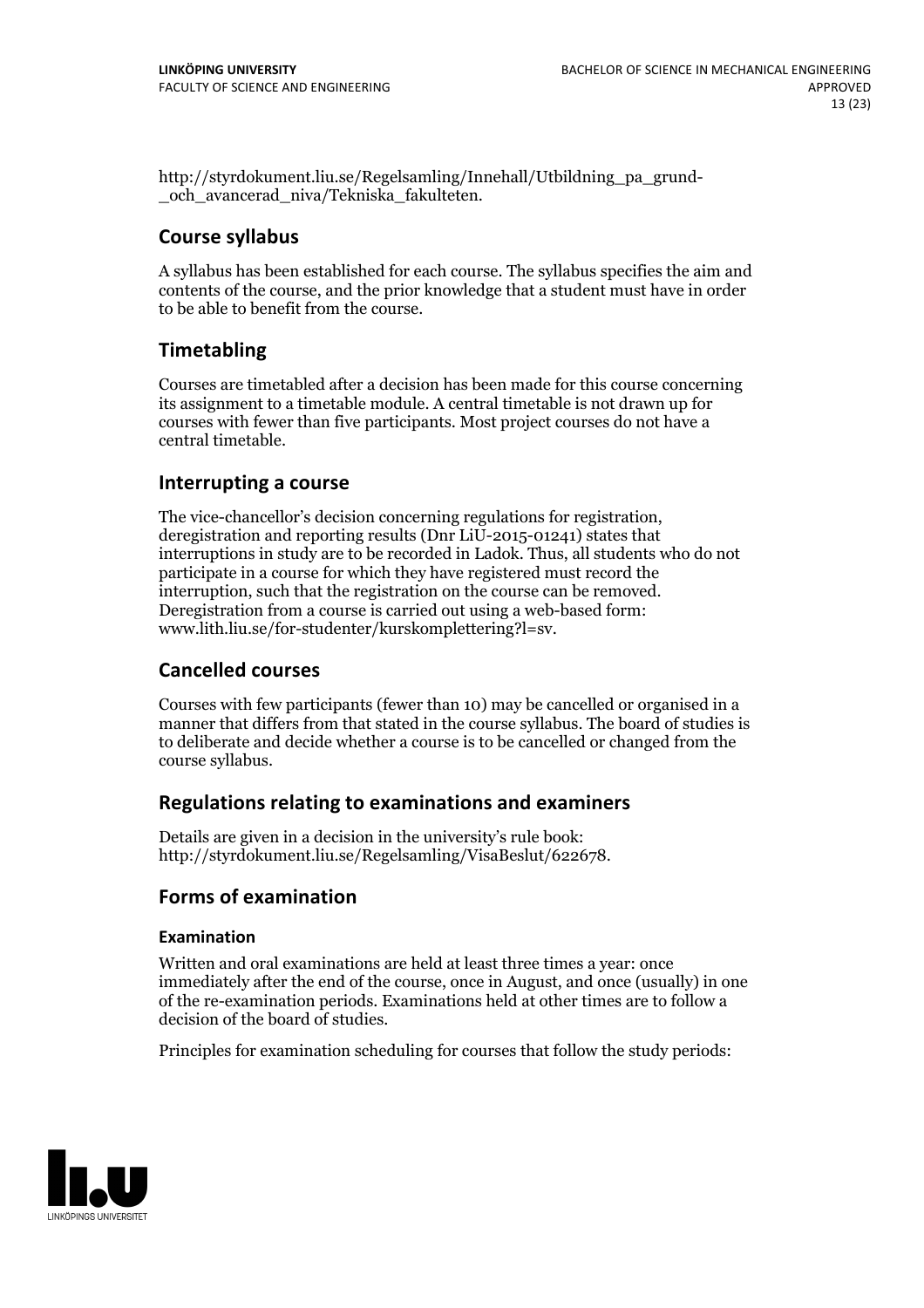http://styrdokument.liu.se/Regelsamling/Innehall/Utbildning_pa_grund-_och_avancerad_niva/Tekniska_fakulteten.

## Course syllabus

A syllabus has been established for each course. The syllabus specifies the aim and contents of the course, and the prior knowledge that a student must have in order to be able to benefit from the course.

## Timetabling

Courses are timetabled after a decision has been made for this course concerning its assignment to a timetable module. A central timetable is not drawn up for courses with fewer than five participants. Most project courses do not have a central timetable.

## Interrupting a course

The vice-chancellor's decision concerning regulations for registration, deregistration and reporting results (Dnr LiU-2015-01241) states that interruptions in study are to be recorded in Ladok. Thus, all students who do not participate in a course for which they have registered must record the interruption, such that the registration on the course can be removed. Deregistration from a course is carried out using a web-based form: www.lith.liu.se/for-studenter/kurskomplettering?l=sv.

## Cancelled courses

Courses with few participants (fewer than 10) may be cancelled or organised in a manner that differs from that stated in the course syllabus. The board of studies is to deliberate and decide whether a course is to be cancelled or changed from the course syllabus.

## Regulations relating to examinations and examiners

Details are given in a decision in the university's rule book: http://styrdokument.liu.se/Regelsamling/VisaBeslut/622678.

## Forms of examination

### Examination

Written and oral examinations are held at least three times a year: once immediately after the end of the course, once in August, and once (usually) in one of the re-examination periods. Examinations held at other times are to follow a decision of the board of studies.

Principles for examination scheduling for courses that follow the study periods: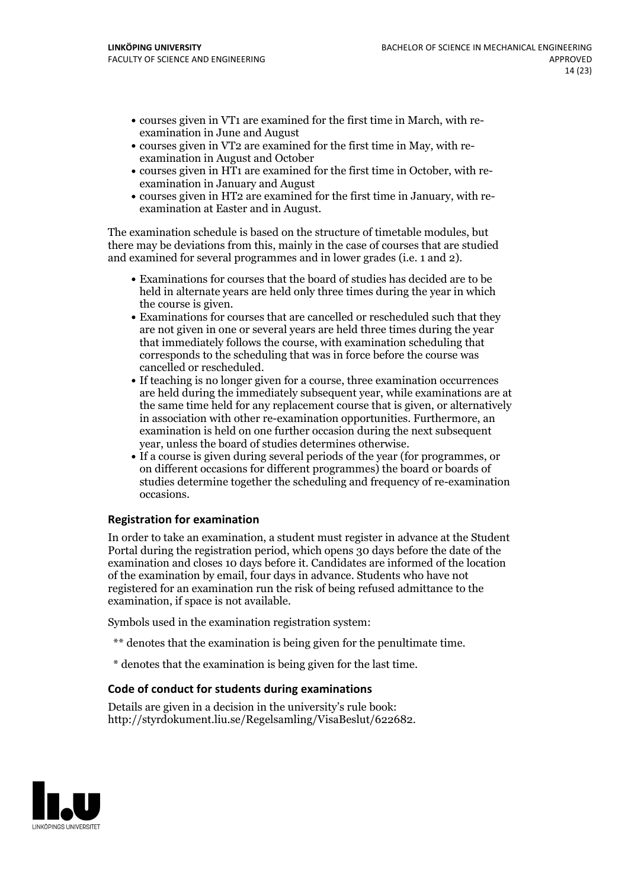- courses given in VT1 are examined for the first time in March, with re-examination in June and August
- courses given in VT2 are examined for the first time in May, with re-examination in August and October
- courses given in HT1 are examined for the first time in October, with re-examination in January and August
- courses given in HT2 are examined for the first time in January, with re-examination at Easter and in August.

The examination schedule is based on the structure of timetable modules, but there may be deviations from this, mainly in the case of courses that are studied and examined for several programmes and in lower grades (i.e. 1 and 2).

- Examinations for courses that the board of studies has decided are to be held in alternate years are held only three times during the year in which the course is given.
- Examinations for courses that are cancelled or rescheduled such that they are not given in one or several years are held three times during the year that immediately follows the course, with examination scheduling that corresponds to the scheduling that was in force before the course was cancelled or rescheduled.
- If teaching is no longer given for a course, three examination occurrences are held during the immediately subsequent year, while examinations are at the same time held for any replacement course that is given, or alternatively in association with other re-examination opportunities. Furthermore, an examination is held on one further occasion during the next subsequent year, unless the board of studies determines otherwise.
- If a course is given during several periods of the year (for programmes, or on different occasions for different programmes) the board or boards of studies determine together the scheduling and frequency of re-examination occasions.

### Registration for examination

In order to take an examination, a student must register in advance at the Student Portal during the registration period, which opens 30 days before the date of the examination and closes 10 days before it. Candidates are informed of the location of the examination by email, four days in advance. Students who have not registered for an examination run the risk of being refused admittance to the examination, if space is not available.

Symbols used in the examination registration system:

** denotes that the examination is being given for the penultimate time.

* denotes that the examination is being given for the last time.

### Code of conduct for students during examinations

Details are given in a decision in the university's rule book: http://styrdokument.liu.se/Regelsamling/VisaBeslut/622682.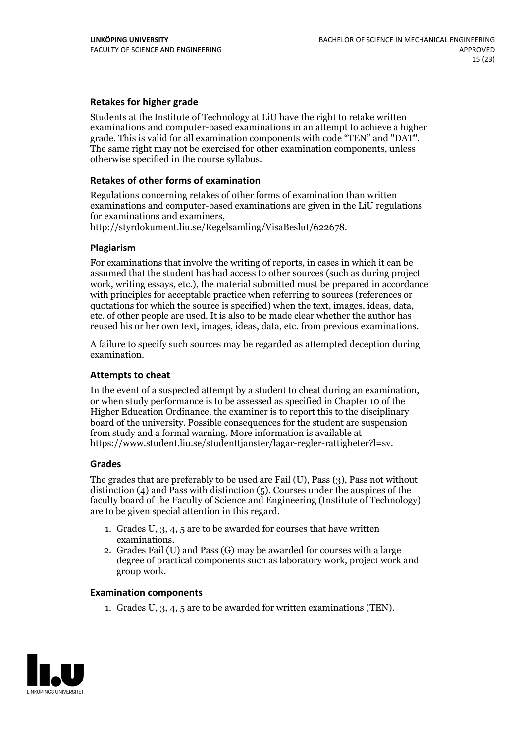### Retakes for higher grade

Students at the Institute of Technology at LiU have the right to retake written examinations and computer-based examinations in an attempt to achieve a higher grade. This is valid for all examination components with code "TEN" and "DAT". The same right may not be exercised for other examination components, unless otherwise specified in the course syllabus.

### Retakes of other forms of examination

Regulations concerning retakes of other forms of examination than written examinations and computer-based examinations are given in the LiU regulations for examinations and examiners, http://styrdokument.liu.se/Regelsamling/VisaBeslut/622678.

### Plagiarism

For examinations that involve the writing of reports, in cases in which it can be assumed that the student has had access to other sources (such as during project work, writing essays, etc.), the material submitted must be prepared in accordance with principles for acceptable practice when referring to sources (references or quotations for which the source is specified) when the text, images, ideas, data, etc. of other people are used. It is also to be made clear whether the author has reused his or her own text, images, ideas, data, etc. from previous examinations.

A failure to specify such sources may be regarded as attempted deception during examination.

### Attempts to cheat

In the event of a suspected attempt by a student to cheat during an examination, or when study performance is to be assessed as specified in Chapter 10 of the Higher Education Ordinance, the examiner is to report this to the disciplinary board of the university. Possible consequences for the student are suspension from study and a formal warning. More information is available at https://www.student.liu.se/studenttjanster/lagar-regler-rattigheter?l=sv.

### Grades

The grades that are preferably to be used are Fail (U), Pass (3), Pass not without distinction (4) and Pass with distinction (5). Courses under the auspices of the faculty board of the Faculty of Science and Engineering (Institute of Technology) are to be given special attention in this regard.

1. Grades U, 3, 4, 5 are to be awarded for courses that have written examinations.
2. Grades Fail (U) and Pass (G) may be awarded for courses with a large degree of practical components such as laboratory work, project work and group work.

### Examination components

1. Grades U, 3, 4, 5 are to be awarded for written examinations (TEN).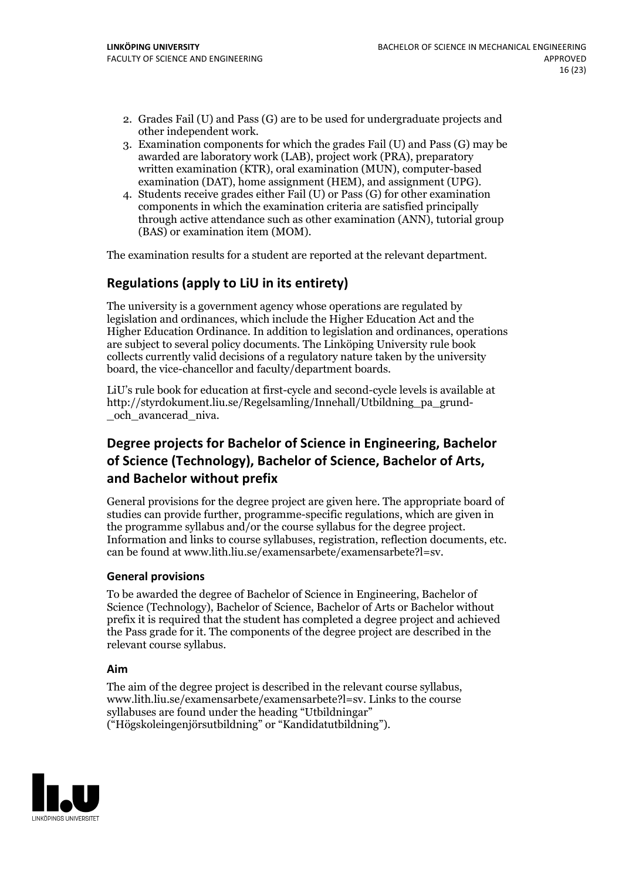2. Grades Fail (U) and Pass (G) are to be used for undergraduate projects and other independent work.
3. Examination components for which the grades Fail (U) and Pass (G) may be awarded are laboratory work (LAB), project work (PRA), preparatory written examination (KTR), oral examination (MUN), computer-based examination (DAT), home assignment (HEM), and assignment (UPG).
4. Students receive grades either Fail (U) or Pass (G) for other examination components in which the examination criteria are satisfied principally through active attendance such as other examination (ANN), tutorial group (BAS) or examination item (MOM).

The examination results for a student are reported at the relevant department.

## Regulations (apply to LiU in its entirety)

The university is a government agency whose operations are regulated by legislation and ordinances, which include the Higher Education Act and the Higher Education Ordinance. In addition to legislation and ordinances, operations are subject to several policy documents. The Linköping University rule book collects currently valid decisions of a regulatory nature taken by the university board, the vice-chancellor and faculty/department boards.

LiU's rule book for education at first-cycle and second-cycle levels is available at http://styrdokument.liu.se/Regelsamling/Innehall/Utbildning_pa_grund-_och_avancerad_niva.

## Degree projects for Bachelor of Science in Engineering, Bachelor of Science (Technology), Bachelor of Science, Bachelor of Arts, and Bachelor without prefix

General provisions for the degree project are given here. The appropriate board of studies can provide further, programme-specific regulations, which are given in the programme syllabus and/or the course syllabus for the degree project. Information and links to course syllabuses, registration, reflection documents, etc. can be found at www.lith.liu.se/examensarbete/examensarbete?l=sv.

### General provisions

To be awarded the degree of Bachelor of Science in Engineering, Bachelor of Science (Technology), Bachelor of Science, Bachelor of Arts or Bachelor without prefix it is required that the student has completed a degree project and achieved the Pass grade for it. The components of the degree project are described in the relevant course syllabus.

### Aim

The aim of the degree project is described in the relevant course syllabus, www.lith.liu.se/examensarbete/examensarbete?l=sv. Links to the course syllabuses are found under the heading "Utbildningar" ("Högskoleingenjörsutbildning" or "Kandidatutbildning").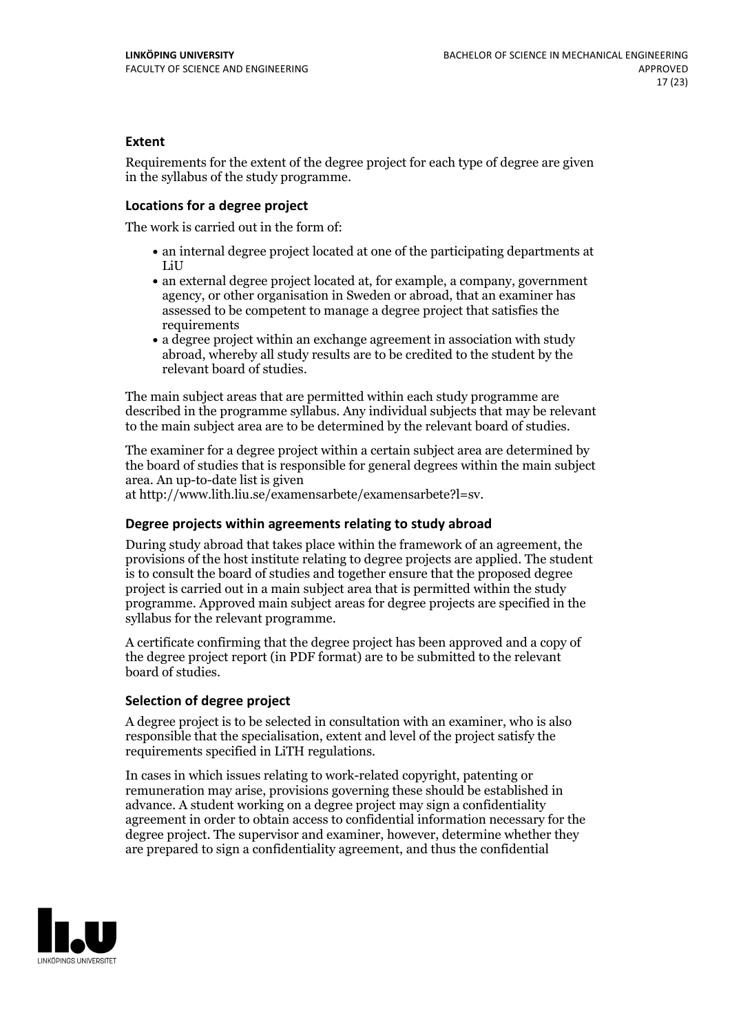### Extent

Requirements for the extent of the degree project for each type of degree are given in the syllabus of the study programme.

### Locations for a degree project

The work is carried out in the form of:

- an internal degree project located at one of the participating departments at LiU
- an external degree project located at, for example, a company, government agency, or other organisation in Sweden or abroad, that an examiner has assessed to be competent to manage a degree project that satisfies the requirements
- a degree project within an exchange agreement in association with study abroad, whereby all study results are to be credited to the student by the relevant board of studies.

The main subject areas that are permitted within each study programme are described in the programme syllabus. Any individual subjects that may be relevant to the main subject area are to be determined by the relevant board of studies.

The examiner for a degree project within a certain subject area are determined by the board of studies that is responsible for general degrees within the main subject area. An up-to-date list is given at http://www.lith.liu.se/examensarbete/examensarbete?l=sv.

### Degree projects within agreements relating to study abroad

During study abroad that takes place within the framework of an agreement, the provisions of the host institute relating to degree projects are applied. The student is to consult the board of studies and together ensure that the proposed degree project is carried out in a main subject area that is permitted within the study programme. Approved main subject areas for degree projects are specified in the syllabus for the relevant programme.

A certificate confirming that the degree project has been approved and a copy of the degree project report (in PDF format) are to be submitted to the relevant board of studies.

### Selection of degree project

A degree project is to be selected in consultation with an examiner, who is also responsible that the specialisation, extent and level of the project satisfy the requirements specified in LiTH regulations.

In cases in which issues relating to work-related copyright, patenting or remuneration may arise, provisions governing these should be established in advance. A student working on a degree project may sign a confidentiality agreement in order to obtain access to confidential information necessary for the degree project. The supervisor and examiner, however, determine whether they are prepared to sign a confidentiality agreement, and thus the confidential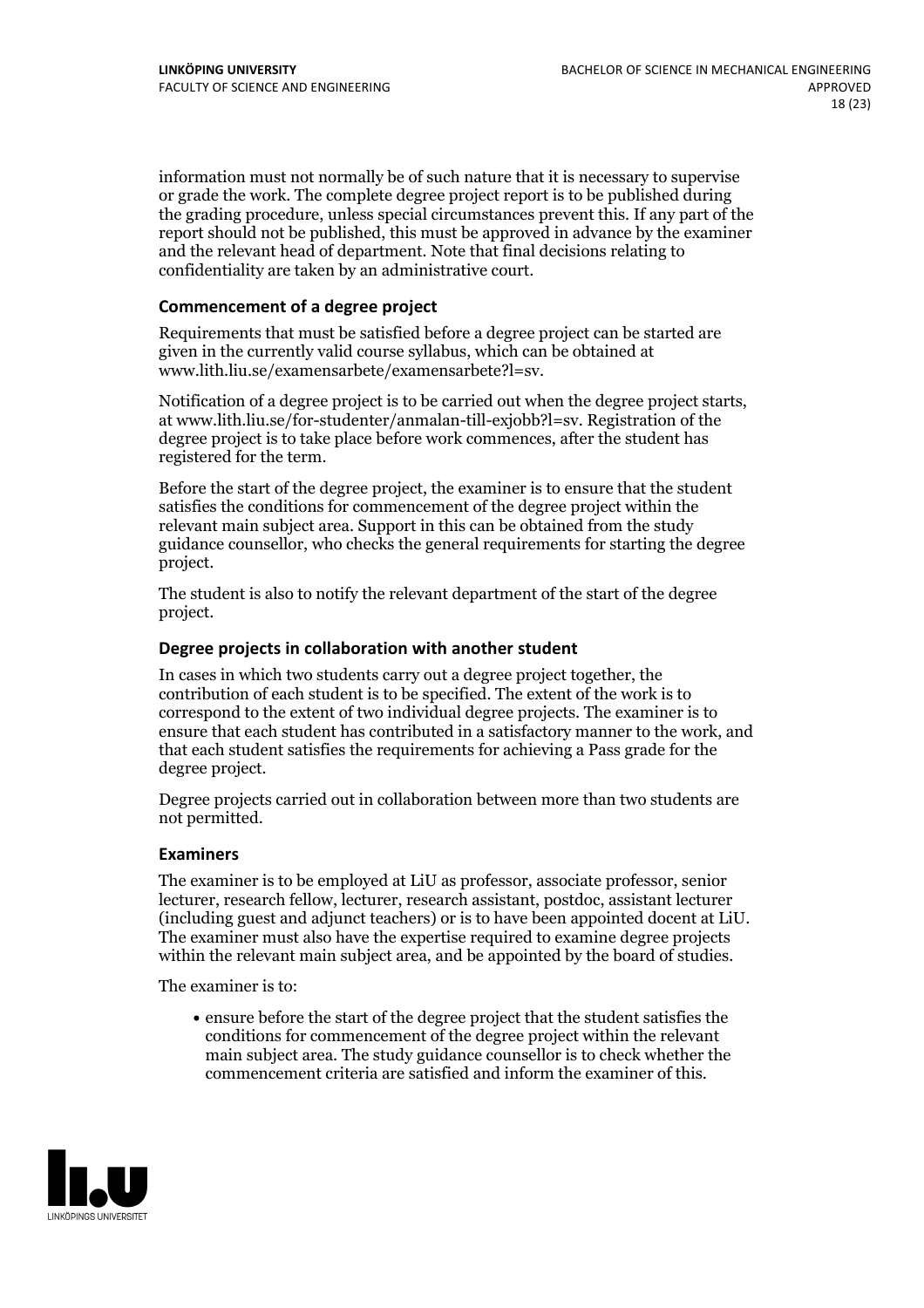information must not normally be of such nature that it is necessary to supervise or grade the work. The complete degree project report is to be published during the grading procedure, unless special circumstances prevent this. If any part of the report should not be published, this must be approved in advance by the examiner and the relevant head of department. Note that final decisions relating to confidentiality are taken by an administrative court.

### Commencement of a degree project

Requirements that must be satisfied before a degree project can be started are given in the currently valid course syllabus, which can be obtained at www.lith.liu.se/examensarbete/examensarbete?l=sv.

Notification of a degree project is to be carried out when the degree project starts, at www.lith.liu.se/for-studenter/anmalan-till-exjobb?l=sv. Registration of the degree project is to take place before work commences, after the student has registered for the term.

Before the start of the degree project, the examiner is to ensure that the student satisfies the conditions for commencement of the degree project within the relevant main subject area. Support in this can be obtained from the study guidance counsellor, who checks the general requirements for starting the degree project.

The student is also to notify the relevant department of the start of the degree project.

### Degree projects in collaboration with another student

In cases in which two students carry out a degree project together, the contribution of each student is to be specified. The extent of the work is to correspond to the extent of two individual degree projects. The examiner is to ensure that each student has contributed in a satisfactory manner to the work, and that each student satisfies the requirements for achieving a Pass grade for the degree project.

Degree projects carried out in collaboration between more than two students are not permitted.

### Examiners

The examiner is to be employed at LiU as professor, associate professor, senior lecturer, research fellow, lecturer, research assistant, postdoc, assistant lecturer (including guest and adjunct teachers) or is to have been appointed docent at LiU. The examiner must also have the expertise required to examine degree projects within the relevant main subject area, and be appointed by the board of studies.

The examiner is to:

- ensure before the start of the degree project that the student satisfies the conditions for commencement of the degree project within the relevant main subject area. The study guidance counsellor is to check whether the commencement criteria are satisfied and inform the examiner of this.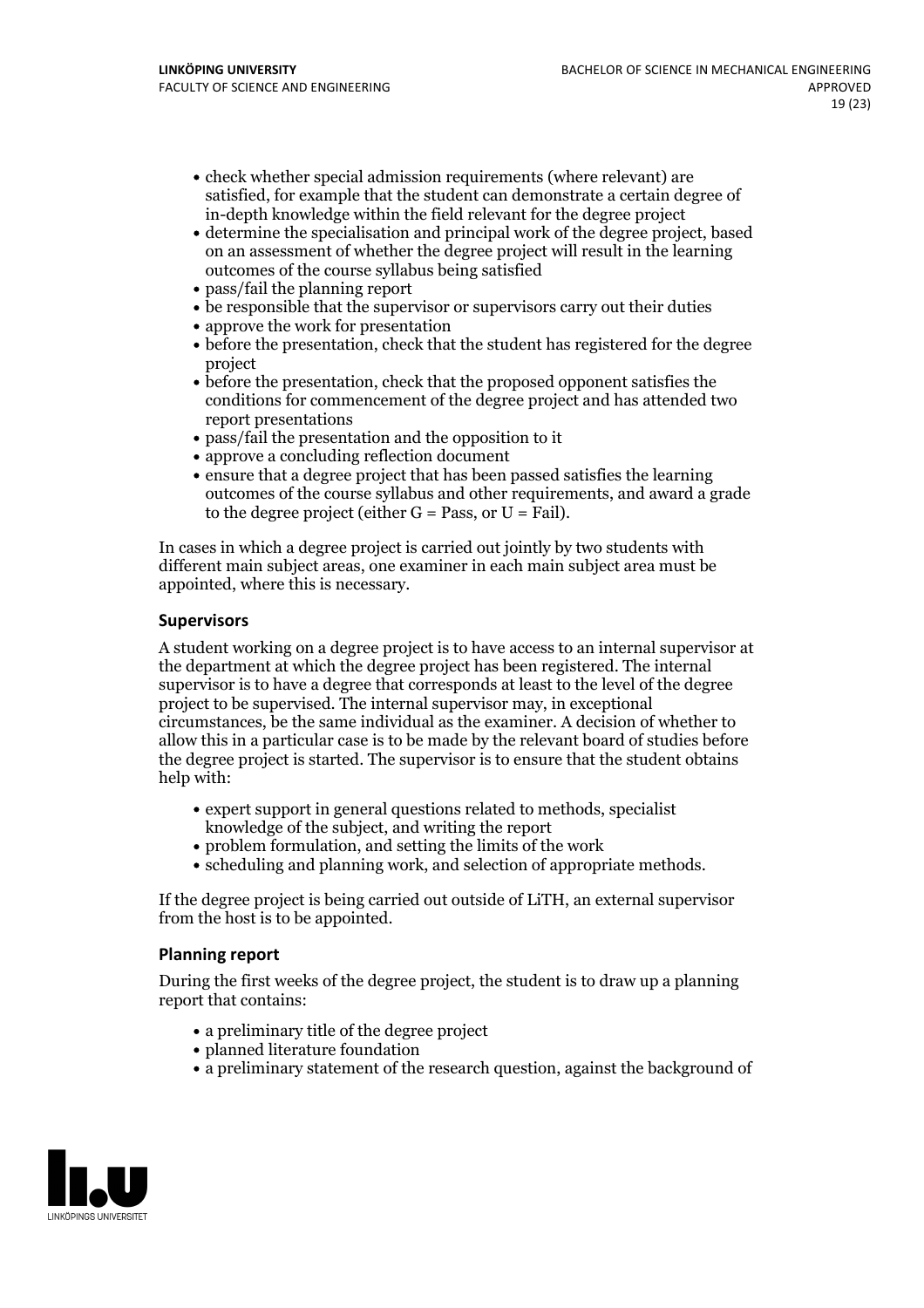- check whether special admission requirements (where relevant) are satisfied, for example that the student can demonstrate a certain degree of in-depth knowledge within the field relevant for the degree project
- determine the specialisation and principal work of the degree project, based on an assessment of whether the degree project will result in the learning outcomes of the course syllabus being satisfied
- pass/fail the planning report
- be responsible that the supervisor or supervisors carry out their duties
- approve the work for presentation
- before the presentation, check that the student has registered for the degree project
- before the presentation, check that the proposed opponent satisfies the conditions for commencement of the degree project and has attended two report presentations
- pass/fail the presentation and the opposition to it
- approve a concluding reflection document
- ensure that a degree project that has been passed satisfies the learning outcomes of the course syllabus and other requirements, and award a grade to the degree project (either G = Pass, or U = Fail).

In cases in which a degree project is carried out jointly by two students with different main subject areas, one examiner in each main subject area must be appointed, where this is necessary.

### Supervisors

A student working on a degree project is to have access to an internal supervisor at the department at which the degree project has been registered. The internal supervisor is to have a degree that corresponds at least to the level of the degree project to be supervised. The internal supervisor may, in exceptional circumstances, be the same individual as the examiner. A decision of whether to allow this in a particular case is to be made by the relevant board of studies before the degree project is started. The supervisor is to ensure that the student obtains help with:

- expert support in general questions related to methods, specialist knowledge of the subject, and writing the report
- problem formulation, and setting the limits of the work
- scheduling and planning work, and selection of appropriate methods.

If the degree project is being carried out outside of LiTH, an external supervisor from the host is to be appointed.

### Planning report

During the first weeks of the degree project, the student is to draw up a planning report that contains:

- a preliminary title of the degree project
- planned literature foundation
- a preliminary statement of the research question, against the background of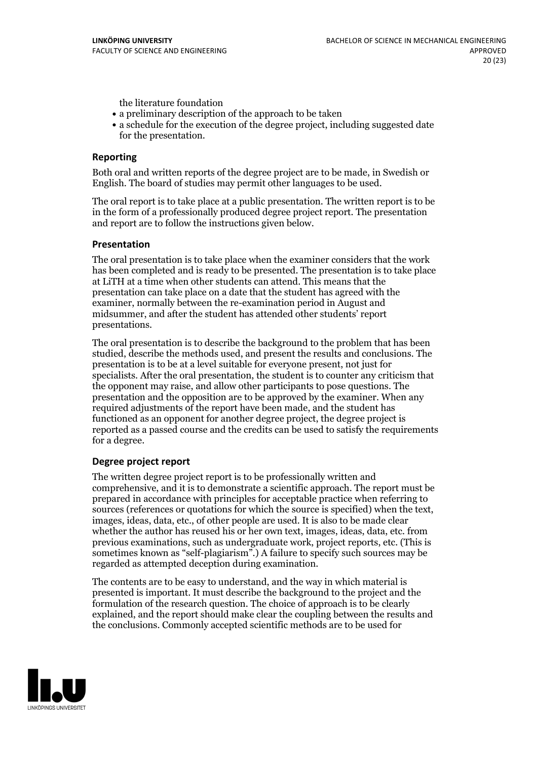the literature foundation

- a preliminary description of the approach to be taken
- a schedule for the execution of the degree project, including suggested date for the presentation.

### Reporting

Both oral and written reports of the degree project are to be made, in Swedish or English. The board of studies may permit other languages to be used.

The oral report is to take place at a public presentation. The written report is to be in the form of a professionally produced degree project report. The presentation and report are to follow the instructions given below.

### Presentation

The oral presentation is to take place when the examiner considers that the work has been completed and is ready to be presented. The presentation is to take place at LiTH at a time when other students can attend. This means that the presentation can take place on a date that the student has agreed with the examiner, normally between the re-examination period in August and midsummer, and after the student has attended other students' report presentations.

The oral presentation is to describe the background to the problem that has been studied, describe the methods used, and present the results and conclusions. The presentation is to be at a level suitable for everyone present, not just for specialists. After the oral presentation, the student is to counter any criticism that the opponent may raise, and allow other participants to pose questions. The presentation and the opposition are to be approved by the examiner. When any required adjustments of the report have been made, and the student has functioned as an opponent for another degree project, the degree project is reported as a passed course and the credits can be used to satisfy the requirements for a degree.

### Degree project report

The written degree project report is to be professionally written and comprehensive, and it is to demonstrate a scientific approach. The report must be prepared in accordance with principles for acceptable practice when referring to sources (references or quotations for which the source is specified) when the text, images, ideas, data, etc., of other people are used. It is also to be made clear whether the author has reused his or her own text, images, ideas, data, etc. from previous examinations, such as undergraduate work, project reports, etc. (This is sometimes known as "self-plagiarism".) A failure to specify such sources may be regarded as attempted deception during examination.

The contents are to be easy to understand, and the way in which material is presented is important. It must describe the background to the project and the formulation of the research question. The choice of approach is to be clearly explained, and the report should make clear the coupling between the results and the conclusions. Commonly accepted scientific methods are to be used for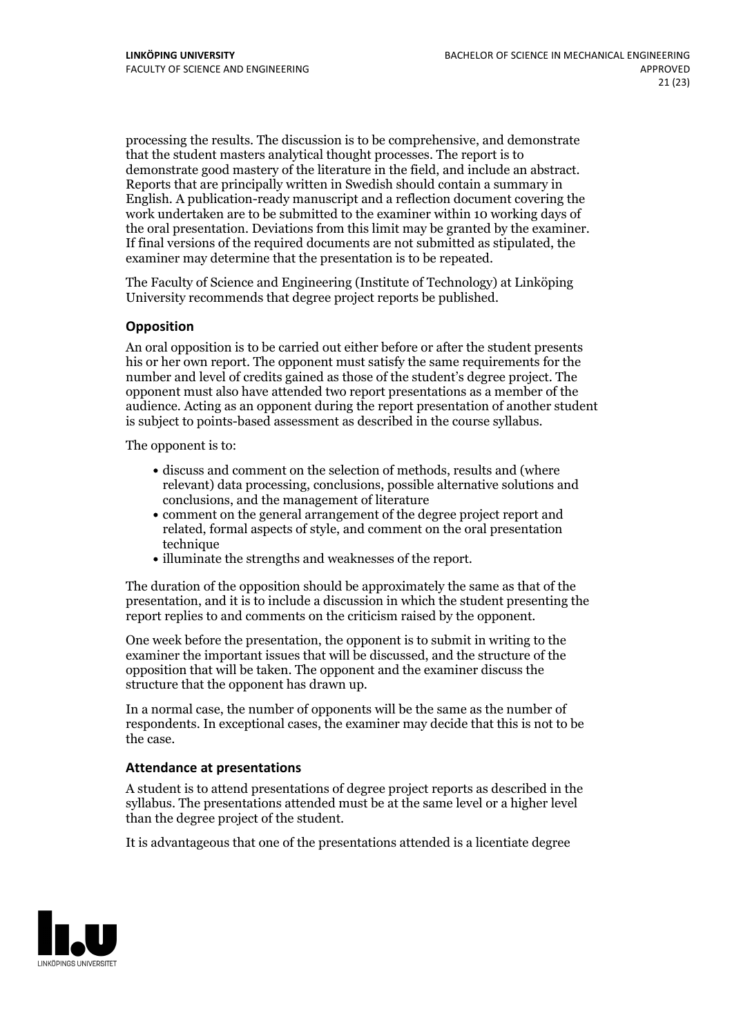processing the results. The discussion is to be comprehensive, and demonstrate that the student masters analytical thought processes. The report is to demonstrate good mastery of the literature in the field, and include an abstract. Reports that are principally written in Swedish should contain a summary in English. A publication-ready manuscript and a reflection document covering the work undertaken are to be submitted to the examiner within 10 working days of the oral presentation. Deviations from this limit may be granted by the examiner. If final versions of the required documents are not submitted as stipulated, the examiner may determine that the presentation is to be repeated.

The Faculty of Science and Engineering (Institute of Technology) at Linköping University recommends that degree project reports be published.

### Opposition

An oral opposition is to be carried out either before or after the student presents his or her own report. The opponent must satisfy the same requirements for the number and level of credits gained as those of the student's degree project. The opponent must also have attended two report presentations as a member of the audience. Acting as an opponent during the report presentation of another student is subject to points-based assessment as described in the course syllabus.

The opponent is to:

- discuss and comment on the selection of methods, results and (where relevant) data processing, conclusions, possible alternative solutions and conclusions, and the management of literature
- comment on the general arrangement of the degree project report and related, formal aspects of style, and comment on the oral presentation technique
- illuminate the strengths and weaknesses of the report.

The duration of the opposition should be approximately the same as that of the presentation, and it is to include a discussion in which the student presenting the report replies to and comments on the criticism raised by the opponent.

One week before the presentation, the opponent is to submit in writing to the examiner the important issues that will be discussed, and the structure of the opposition that will be taken. The opponent and the examiner discuss the structure that the opponent has drawn up.

In a normal case, the number of opponents will be the same as the number of respondents. In exceptional cases, the examiner may decide that this is not to be the case.

### Attendance at presentations

A student is to attend presentations of degree project reports as described in the syllabus. The presentations attended must be at the same level or a higher level than the degree project of the student.

It is advantageous that one of the presentations attended is a licentiate degree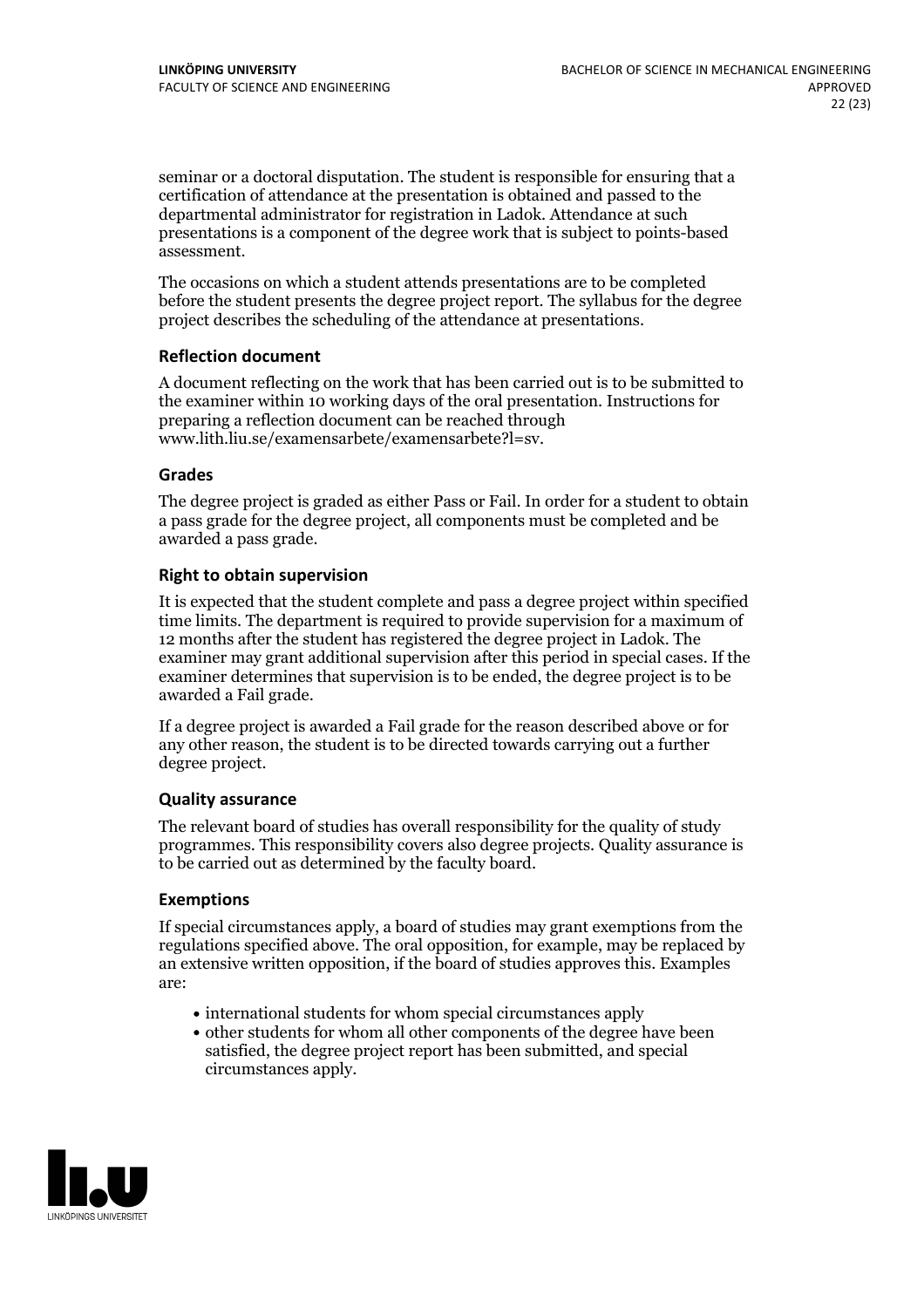seminar or a doctoral disputation. The student is responsible for ensuring that a certification of attendance at the presentation is obtained and passed to the departmental administrator for registration in Ladok. Attendance at such presentations is a component of the degree work that is subject to points-based assessment.

The occasions on which a student attends presentations are to be completed before the student presents the degree project report. The syllabus for the degree project describes the scheduling of the attendance at presentations.

### Reflection document

A document reflecting on the work that has been carried out is to be submitted to the examiner within 10 working days of the oral presentation. Instructions for preparing a reflection document can be reached through www.lith.liu.se/examensarbete/examensarbete?l=sv.

### Grades

The degree project is graded as either Pass or Fail. In order for a student to obtain a pass grade for the degree project, all components must be completed and be awarded a pass grade.

### Right to obtain supervision

It is expected that the student complete and pass a degree project within specified time limits. The department is required to provide supervision for a maximum of 12 months after the student has registered the degree project in Ladok. The examiner may grant additional supervision after this period in special cases. If the examiner determines that supervision is to be ended, the degree project is to be awarded a Fail grade.

If a degree project is awarded a Fail grade for the reason described above or for any other reason, the student is to be directed towards carrying out a further degree project.

### Quality assurance

The relevant board of studies has overall responsibility for the quality of study programmes. This responsibility covers also degree projects. Quality assurance is to be carried out as determined by the faculty board.

### Exemptions

If special circumstances apply, a board of studies may grant exemptions from the regulations specified above. The oral opposition, for example, may be replaced by an extensive written opposition, if the board of studies approves this. Examples are:

- international students for whom special circumstances apply
- other students for whom all other components of the degree have been satisfied, the degree project report has been submitted, and special circumstances apply.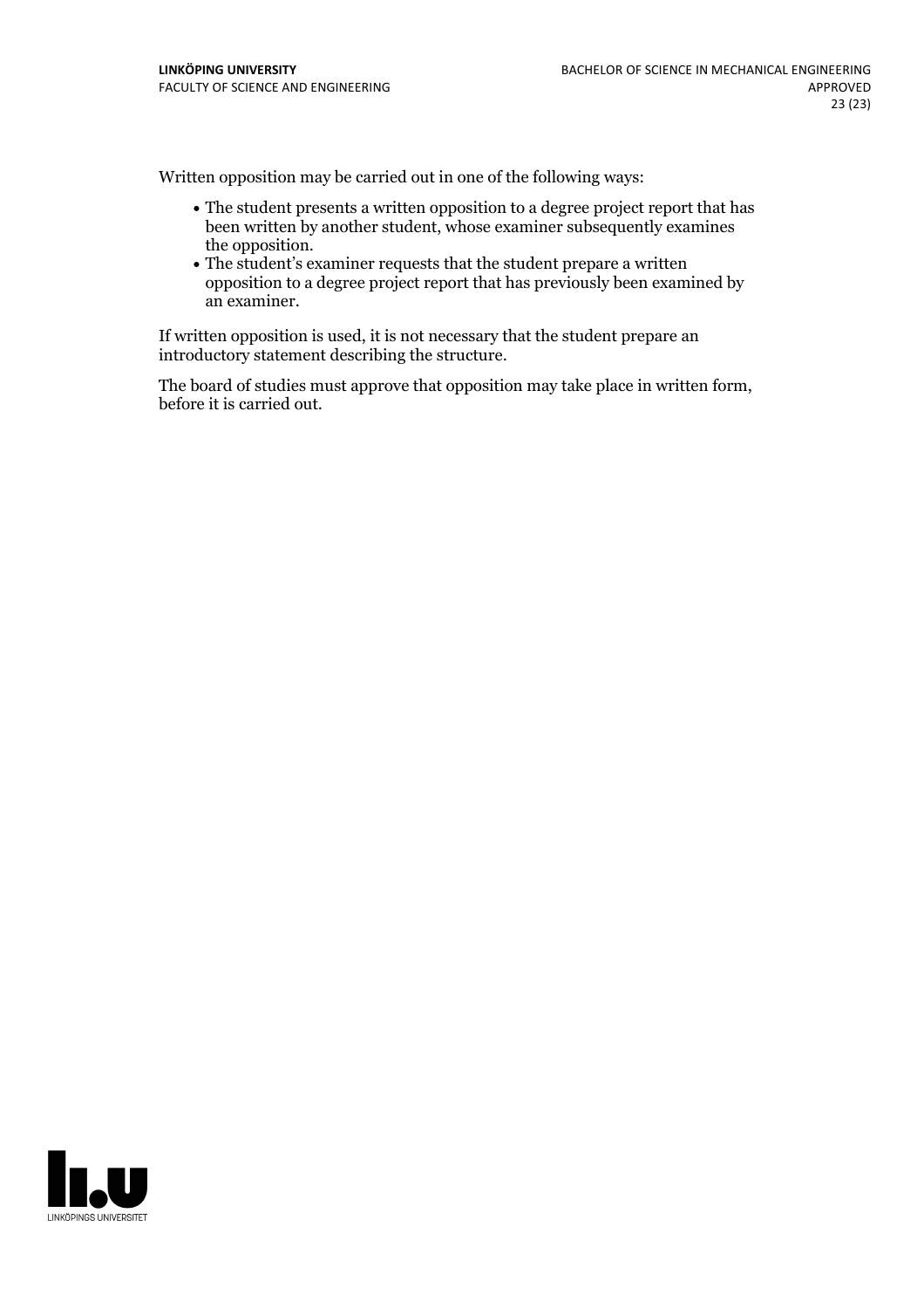Written opposition may be carried out in one of the following ways:

- The student presents a written opposition to a degree project report that has been written by another student, whose examiner subsequently examines the opposition.
- The student's examiner requests that the student prepare a written opposition to a degree project report that has previously been examined by an examiner.

If written opposition is used, it is not necessary that the student prepare an introductory statement describing the structure.

The board of studies must approve that opposition may take place in written form, before it is carried out.